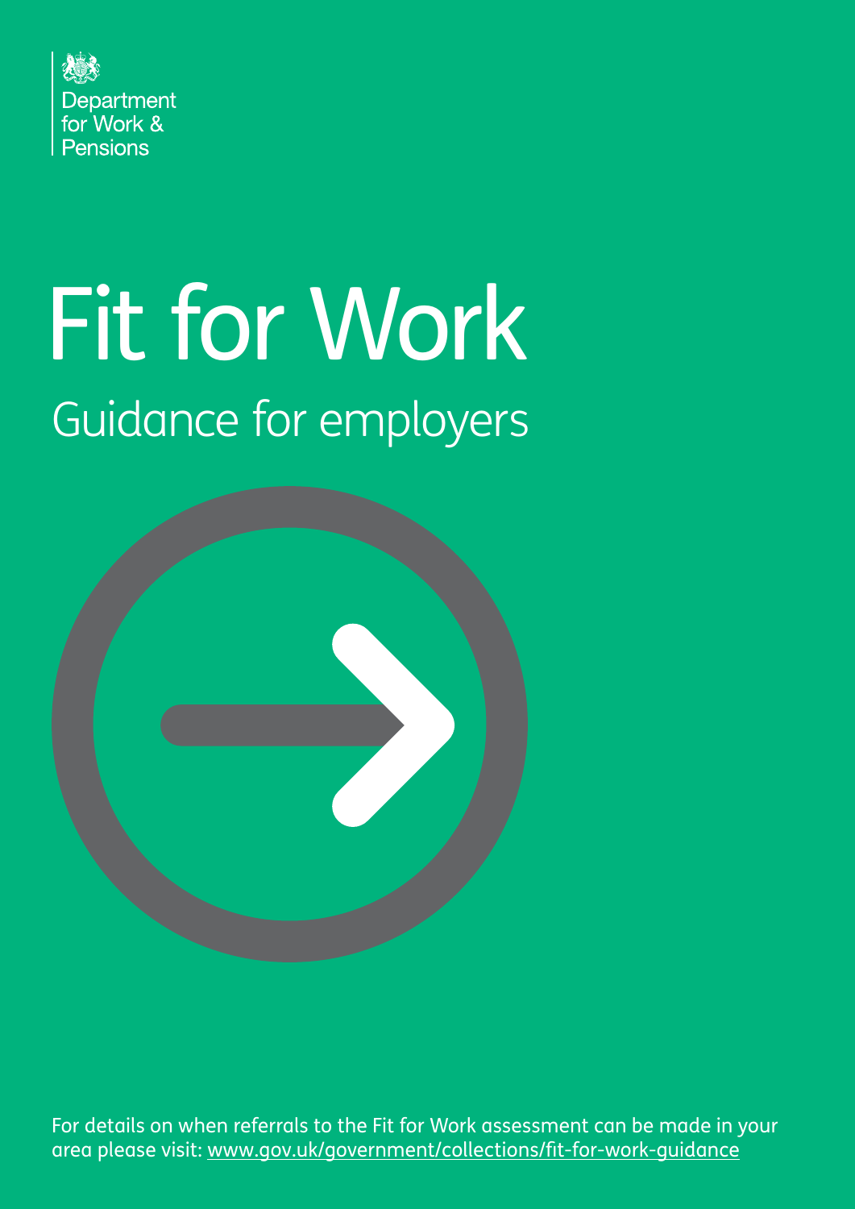Department for Work & Pensions

# Fit for Work

## Guidance for employers

For details on when referrals to the Fit for Work assessment can be made in your area please visit: www.gov.uk/government/collections/fit-for-work-guidance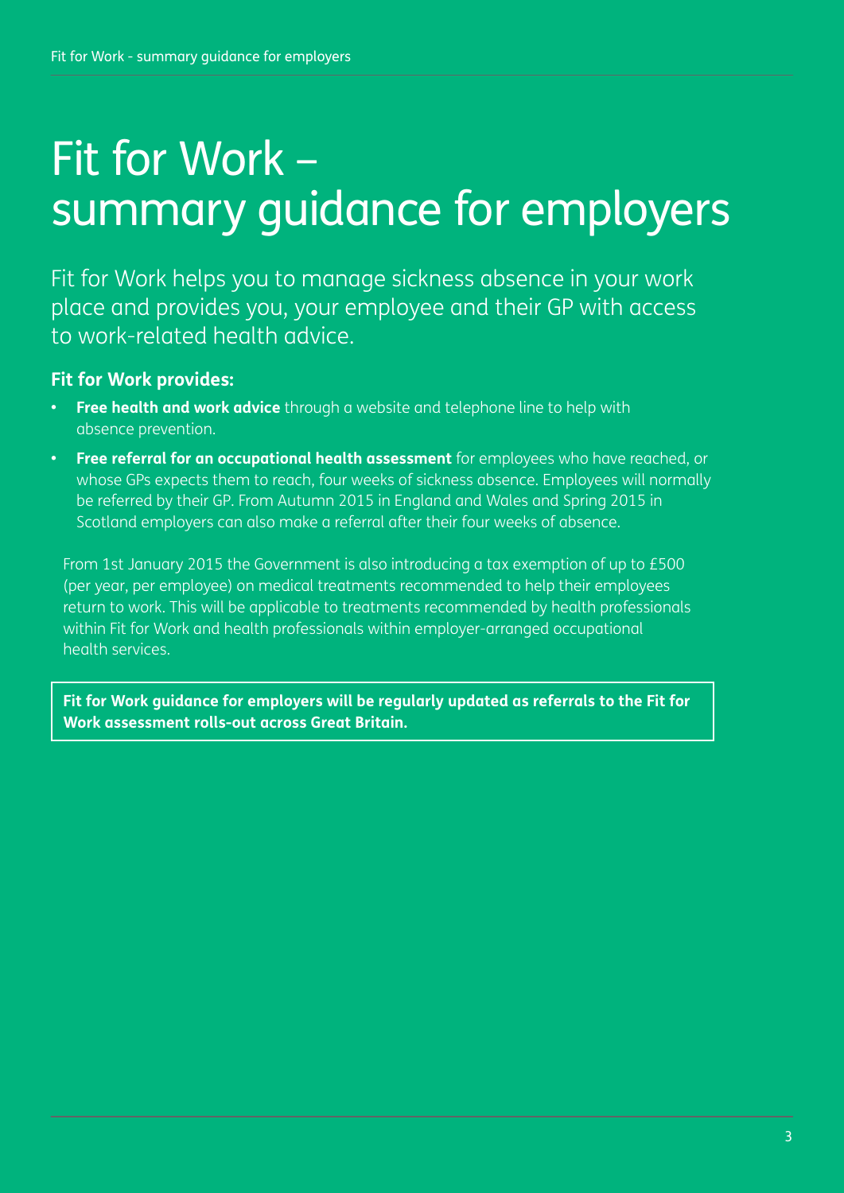# Fit for Work – summary guidance for employers

Fit for Work helps you to manage sickness absence in your work place and provides you, your employee and their GP with access to work-related health advice.

**Fit for Work provides:**

- **Free health and work advice** through a website and telephone line to help with absence prevention.
- **Free referral for an occupational health assessment** for employees who have reached, or whose GPs expects them to reach, four weeks of sickness absence. Employees will normally be referred by their GP. From Autumn 2015 in England and Wales and Spring 2015 in Scotland employers can also make a referral after their four weeks of absence.

From 1st January 2015 the Government is also introducing a tax exemption of up to £500 (per year, per employee) on medical treatments recommended to help their employees return to work. This will be applicable to treatments recommended by health professionals within Fit for Work and health professionals within employer-arranged occupational health services.

**Fit for Work guidance for employers will be regularly updated as referrals to the Fit for Work assessment rolls-out across Great Britain.**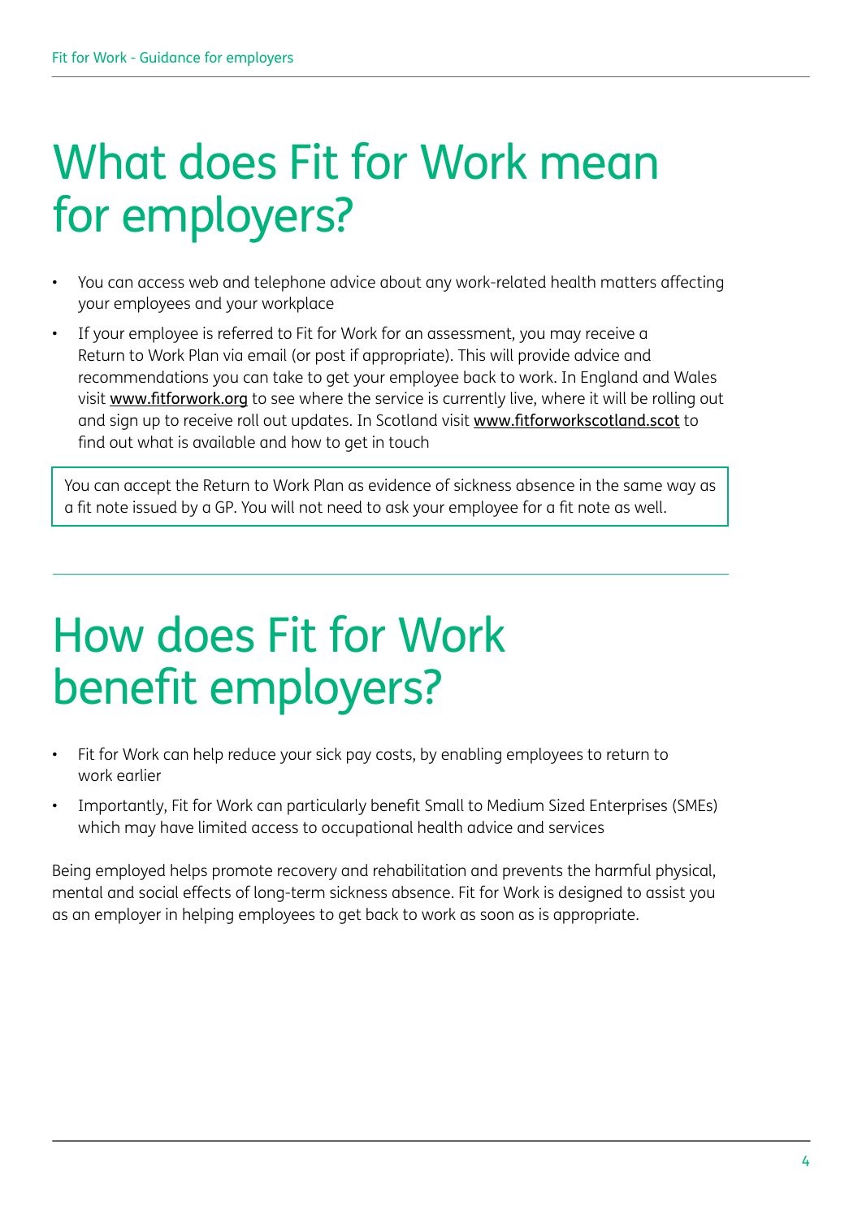# What does Fit for Work mean for employers?

- You can access web and telephone advice about any work-related health matters affecting your employees and your workplace
- If your employee is referred to Fit for Work for an assessment, you may receive a Return to Work Plan via email (or post if appropriate). This will provide advice and recommendations you can take to get your employee back to work. In England and Wales visit www.fitforwork.org to see where the service is currently live, where it will be rolling out and sign up to receive roll out updates. In Scotland visit www.fitforworkscotland.scot to find out what is available and how to get in touch

You can accept the Return to Work Plan as evidence of sickness absence in the same way as a fit note issued by a GP. You will not need to ask your employee for a fit note as well.

# How does Fit for Work benefit employers?

- Fit for Work can help reduce your sick pay costs, by enabling employees to return to work earlier
- Importantly, Fit for Work can particularly benefit Small to Medium Sized Enterprises (SMEs) which may have limited access to occupational health advice and services

Being employed helps promote recovery and rehabilitation and prevents the harmful physical, mental and social effects of long-term sickness absence. Fit for Work is designed to assist you as an employer in helping employees to get back to work as soon as is appropriate.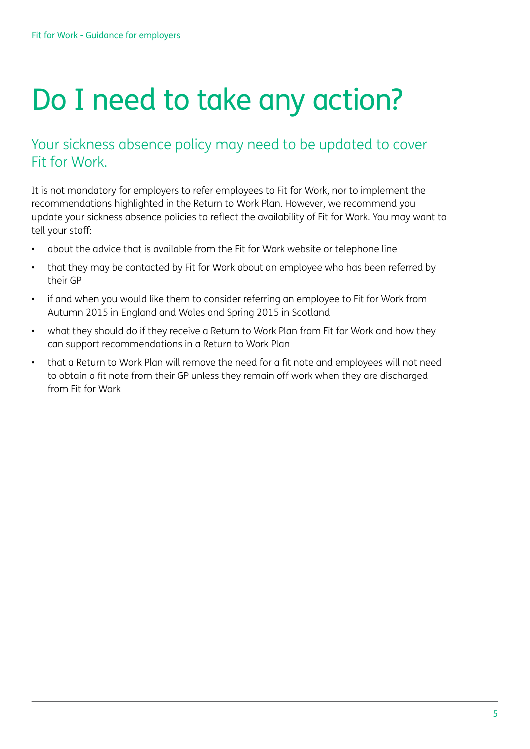# Do I need to take any action?

## Your sickness absence policy may need to be updated to cover Fit for Work.

It is not mandatory for employers to refer employees to Fit for Work, nor to implement the recommendations highlighted in the Return to Work Plan. However, we recommend you update your sickness absence policies to reflect the availability of Fit for Work. You may want to tell your staff:

- about the advice that is available from the Fit for Work website or telephone line
- that they may be contacted by Fit for Work about an employee who has been referred by their GP
- if and when you would like them to consider referring an employee to Fit for Work from Autumn 2015 in England and Wales and Spring 2015 in Scotland
- what they should do if they receive a Return to Work Plan from Fit for Work and how they can support recommendations in a Return to Work Plan
- that a Return to Work Plan will remove the need for a fit note and employees will not need to obtain a fit note from their GP unless they remain off work when they are discharged from Fit for Work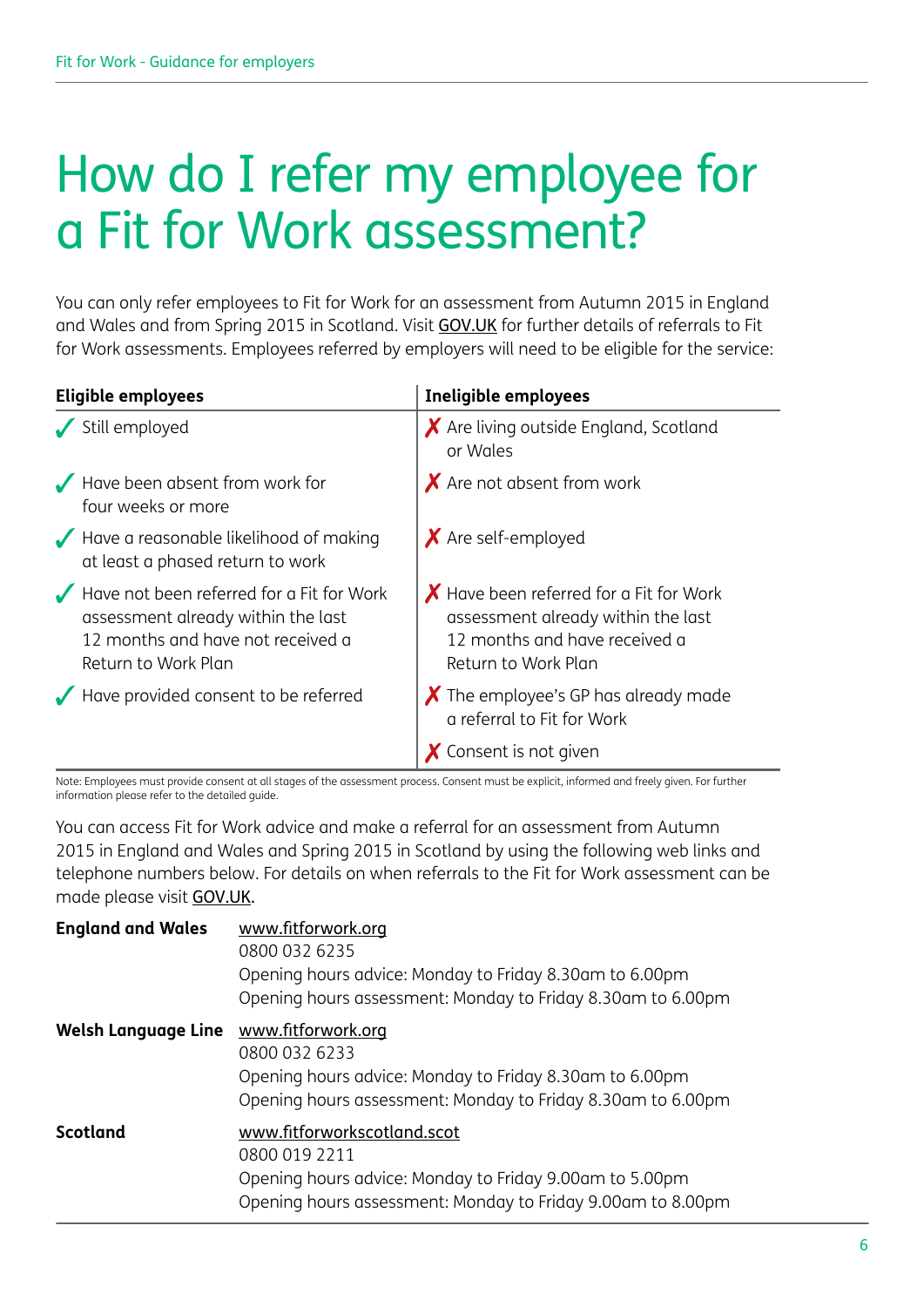# How do I refer my employee for a Fit for Work assessment?

You can only refer employees to Fit for Work for an assessment from Autumn 2015 in England and Wales and from Spring 2015 in Scotland. Visit GOV.UK for further details of referrals to Fit for Work assessments. Employees referred by employers will need to be eligible for the service:

| Eligible employees | Ineligible employees |
|---|---|
| ✓ Still employed | ✗ Are living outside England, Scotland or Wales |
| ✓ Have been absent from work for four weeks or more | ✗ Are not absent from work |
| ✓ Have a reasonable likelihood of making at least a phased return to work | ✗ Are self-employed |
| ✓ Have not been referred for a Fit for Work assessment already within the last 12 months and have not received a Return to Work Plan | ✗ Have been referred for a Fit for Work assessment already within the last 12 months and have received a Return to Work Plan |
| ✓ Have provided consent to be referred | ✗ The employee's GP has already made a referral to Fit for Work |
| | ✗ Consent is not given |

Note: Employees must provide consent at all stages of the assessment process. Consent must be explicit, informed and freely given. For further information please refer to the detailed guide.

You can access Fit for Work advice and make a referral for an assessment from Autumn 2015 in England and Wales and Spring 2015 in Scotland by using the following web links and telephone numbers below. For details on when referrals to the Fit for Work assessment can be made please visit GOV.UK.

**England and Wales**
www.fitforwork.org
0800 032 6235
Opening hours advice: Monday to Friday 8.30am to 6.00pm
Opening hours assessment: Monday to Friday 8.30am to 6.00pm

**Welsh Language Line**
www.fitforwork.org
0800 032 6233
Opening hours advice: Monday to Friday 8.30am to 6.00pm
Opening hours assessment: Monday to Friday 8.30am to 6.00pm

**Scotland**
www.fitforworkscotland.scot
0800 019 2211
Opening hours advice: Monday to Friday 9.00am to 5.00pm
Opening hours assessment: Monday to Friday 9.00am to 8.00pm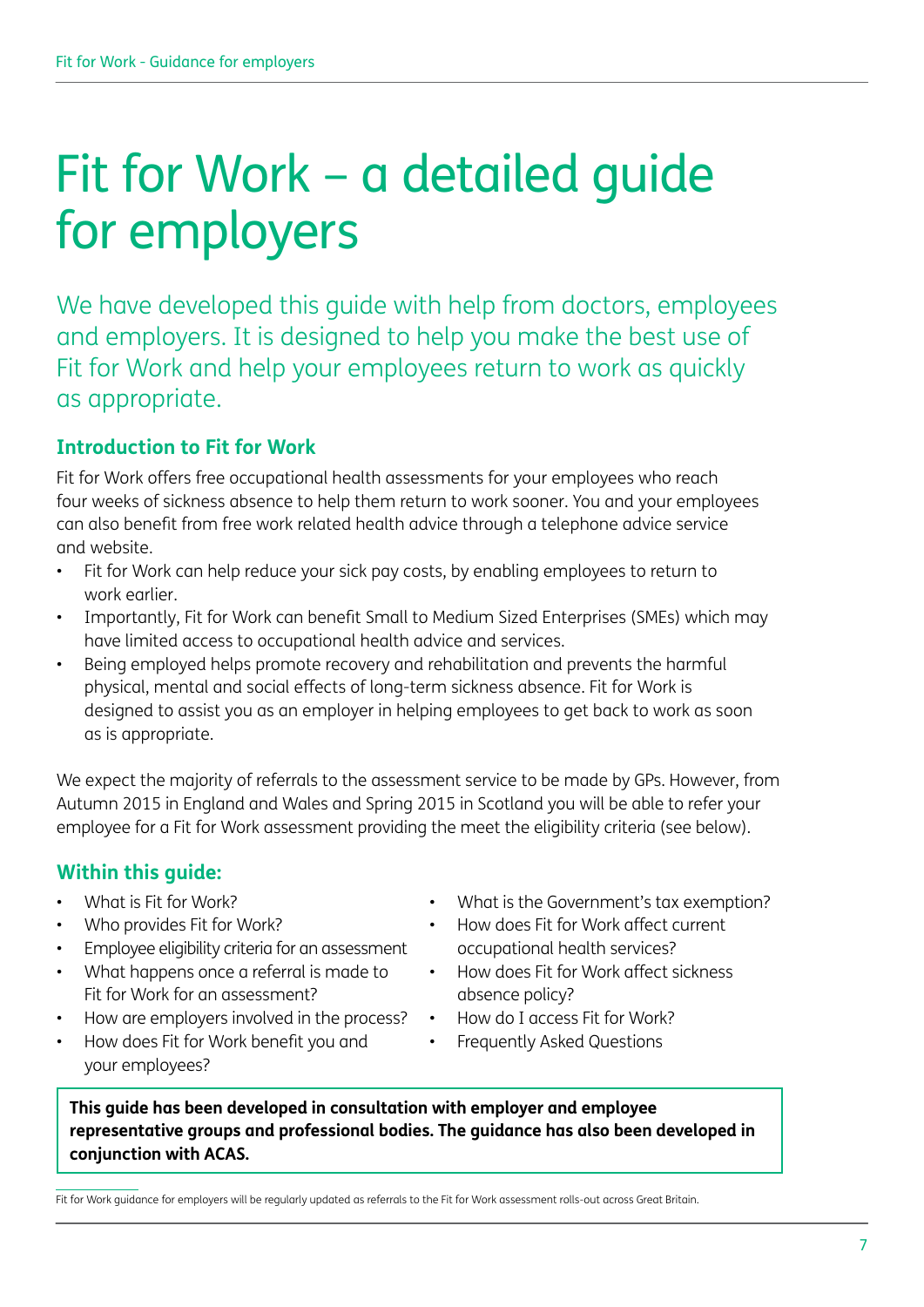# Fit for Work – a detailed guide for employers

We have developed this guide with help from doctors, employees and employers. It is designed to help you make the best use of Fit for Work and help your employees return to work as quickly as appropriate.

## Introduction to Fit for Work

Fit for Work offers free occupational health assessments for your employees who reach four weeks of sickness absence to help them return to work sooner. You and your employees can also benefit from free work related health advice through a telephone advice service and website.

- Fit for Work can help reduce your sick pay costs, by enabling employees to return to work earlier.
- Importantly, Fit for Work can benefit Small to Medium Sized Enterprises (SMEs) which may have limited access to occupational health advice and services.
- Being employed helps promote recovery and rehabilitation and prevents the harmful physical, mental and social effects of long-term sickness absence. Fit for Work is designed to assist you as an employer in helping employees to get back to work as soon as is appropriate.

We expect the majority of referrals to the assessment service to be made by GPs. However, from Autumn 2015 in England and Wales and Spring 2015 in Scotland you will be able to refer your employee for a Fit for Work assessment providing the meet the eligibility criteria (see below).

## Within this guide:

- What is Fit for Work?
- Who provides Fit for Work?
- Employee eligibility criteria for an assessment
- What happens once a referral is made to Fit for Work for an assessment?
- How are employers involved in the process?
- How does Fit for Work benefit you and your employees?
- What is the Government's tax exemption?
- How does Fit for Work affect current occupational health services?
- How does Fit for Work affect sickness absence policy?
- How do I access Fit for Work?
- Frequently Asked Questions

**This guide has been developed in consultation with employer and employee representative groups and professional bodies. The guidance has also been developed in conjunction with ACAS.**

Fit for Work guidance for employers will be regularly updated as referrals to the Fit for Work assessment rolls-out across Great Britain.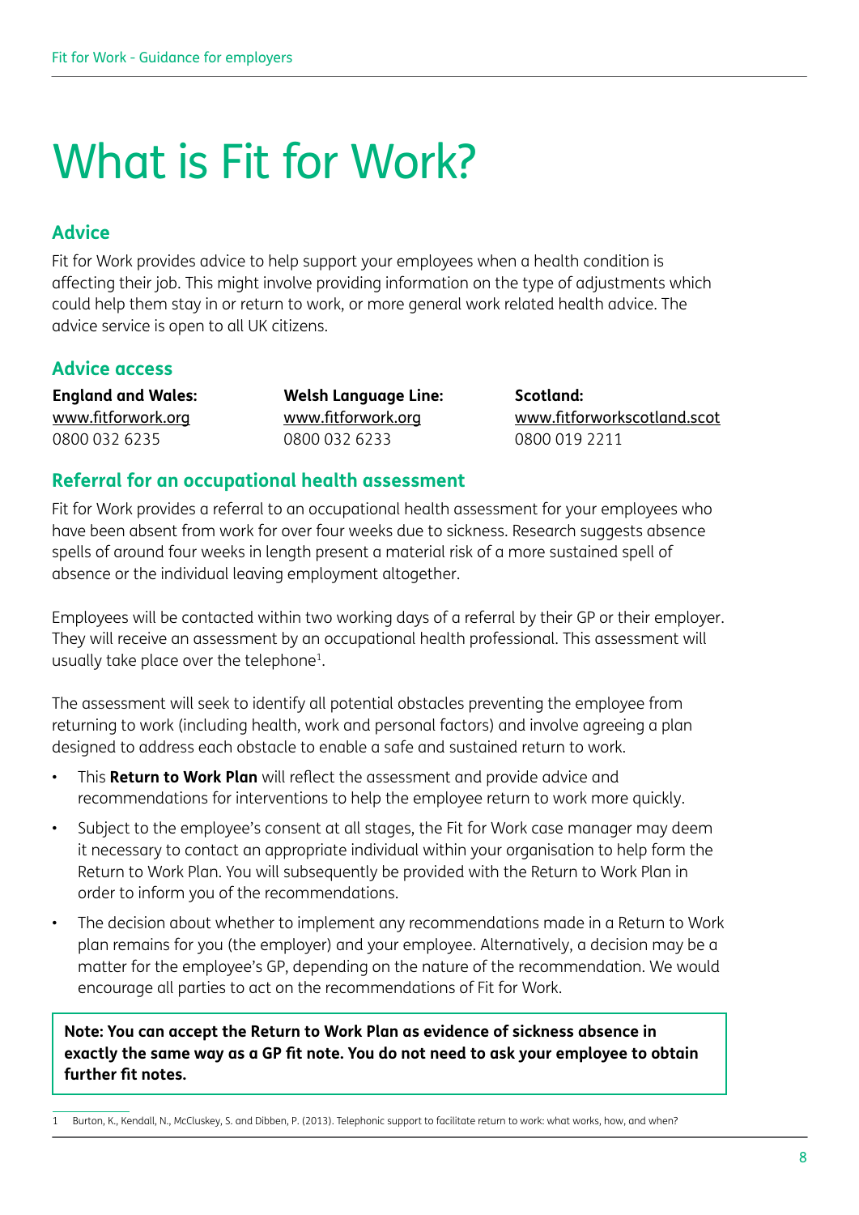# What is Fit for Work?

## Advice

Fit for Work provides advice to help support your employees when a health condition is affecting their job. This might involve providing information on the type of adjustments which could help them stay in or return to work, or more general work related health advice. The advice service is open to all UK citizens.

## Advice access

**England and Wales:**
www.fitforwork.org
0800 032 6235

**Welsh Language Line:**
www.fitforwork.org
0800 032 6233

**Scotland:**
www.fitforworkscotland.scot
0800 019 2211

## Referral for an occupational health assessment

Fit for Work provides a referral to an occupational health assessment for your employees who have been absent from work for over four weeks due to sickness. Research suggests absence spells of around four weeks in length present a material risk of a more sustained spell of absence or the individual leaving employment altogether.

Employees will be contacted within two working days of a referral by their GP or their employer. They will receive an assessment by an occupational health professional. This assessment will usually take place over the telephone[1].

The assessment will seek to identify all potential obstacles preventing the employee from returning to work (including health, work and personal factors) and involve agreeing a plan designed to address each obstacle to enable a safe and sustained return to work.

- This **Return to Work Plan** will reflect the assessment and provide advice and recommendations for interventions to help the employee return to work more quickly.
- Subject to the employee's consent at all stages, the Fit for Work case manager may deem it necessary to contact an appropriate individual within your organisation to help form the Return to Work Plan. You will subsequently be provided with the Return to Work Plan in order to inform you of the recommendations.
- The decision about whether to implement any recommendations made in a Return to Work plan remains for you (the employer) and your employee. Alternatively, a decision may be a matter for the employee's GP, depending on the nature of the recommendation. We would encourage all parties to act on the recommendations of Fit for Work.

**Note: You can accept the Return to Work Plan as evidence of sickness absence in exactly the same way as a GP fit note. You do not need to ask your employee to obtain further fit notes.**

1 Burton, K., Kendall, N., McCluskey, S. and Dibben, P. (2013). Telephonic support to facilitate return to work: what works, how, and when?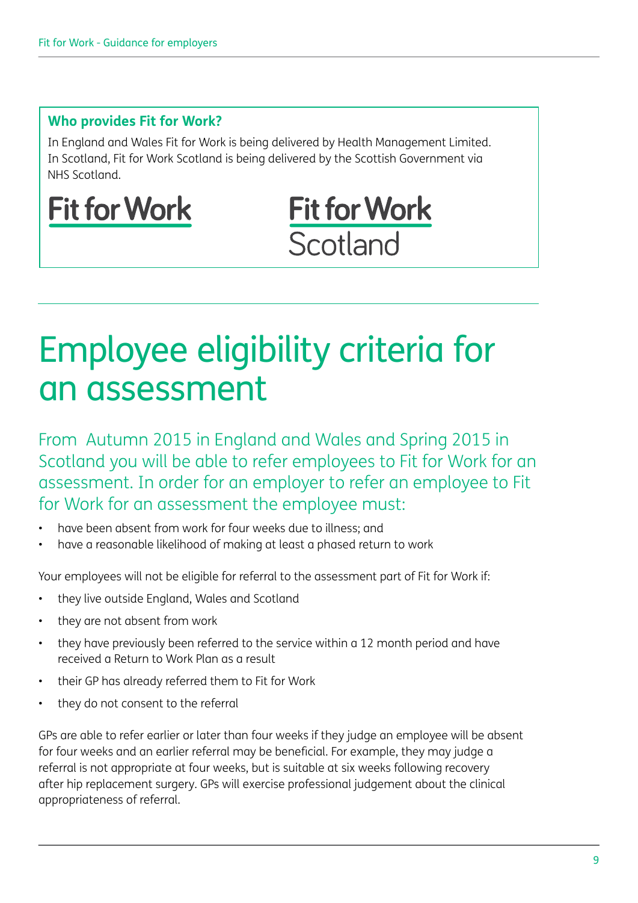### Who provides Fit for Work?

In England and Wales Fit for Work is being delivered by Health Management Limited. In Scotland, Fit for Work Scotland is being delivered by the Scottish Government via NHS Scotland.

Fit for Work

Fit for Work Scotland

# Employee eligibility criteria for an assessment

From Autumn 2015 in England and Wales and Spring 2015 in Scotland you will be able to refer employees to Fit for Work for an assessment. In order for an employer to refer an employee to Fit for Work for an assessment the employee must:

- have been absent from work for four weeks due to illness; and
- have a reasonable likelihood of making at least a phased return to work

Your employees will not be eligible for referral to the assessment part of Fit for Work if:

- they live outside England, Wales and Scotland
- they are not absent from work
- they have previously been referred to the service within a 12 month period and have received a Return to Work Plan as a result
- their GP has already referred them to Fit for Work
- they do not consent to the referral

GPs are able to refer earlier or later than four weeks if they judge an employee will be absent for four weeks and an earlier referral may be beneficial. For example, they may judge a referral is not appropriate at four weeks, but is suitable at six weeks following recovery after hip replacement surgery. GPs will exercise professional judgement about the clinical appropriateness of referral.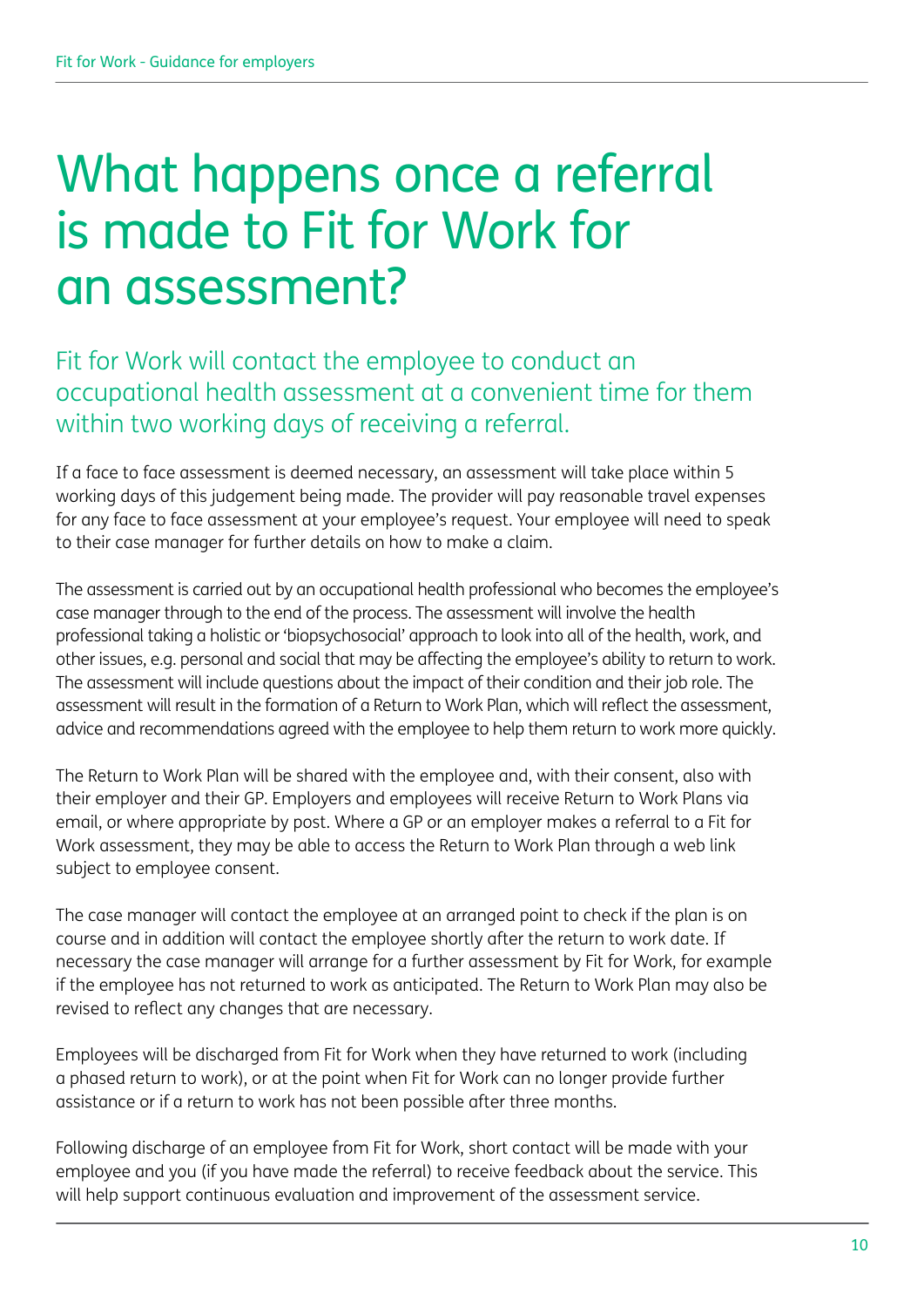# What happens once a referral is made to Fit for Work for an assessment?

## Fit for Work will contact the employee to conduct an occupational health assessment at a convenient time for them within two working days of receiving a referral.

If a face to face assessment is deemed necessary, an assessment will take place within 5 working days of this judgement being made. The provider will pay reasonable travel expenses for any face to face assessment at your employee's request. Your employee will need to speak to their case manager for further details on how to make a claim.

The assessment is carried out by an occupational health professional who becomes the employee's case manager through to the end of the process. The assessment will involve the health professional taking a holistic or 'biopsychosocial' approach to look into all of the health, work, and other issues, e.g. personal and social that may be affecting the employee's ability to return to work. The assessment will include questions about the impact of their condition and their job role. The assessment will result in the formation of a Return to Work Plan, which will reflect the assessment, advice and recommendations agreed with the employee to help them return to work more quickly.

The Return to Work Plan will be shared with the employee and, with their consent, also with their employer and their GP. Employers and employees will receive Return to Work Plans via email, or where appropriate by post. Where a GP or an employer makes a referral to a Fit for Work assessment, they may be able to access the Return to Work Plan through a web link subject to employee consent.

The case manager will contact the employee at an arranged point to check if the plan is on course and in addition will contact the employee shortly after the return to work date. If necessary the case manager will arrange for a further assessment by Fit for Work, for example if the employee has not returned to work as anticipated. The Return to Work Plan may also be revised to reflect any changes that are necessary.

Employees will be discharged from Fit for Work when they have returned to work (including a phased return to work), or at the point when Fit for Work can no longer provide further assistance or if a return to work has not been possible after three months.

Following discharge of an employee from Fit for Work, short contact will be made with your employee and you (if you have made the referral) to receive feedback about the service. This will help support continuous evaluation and improvement of the assessment service.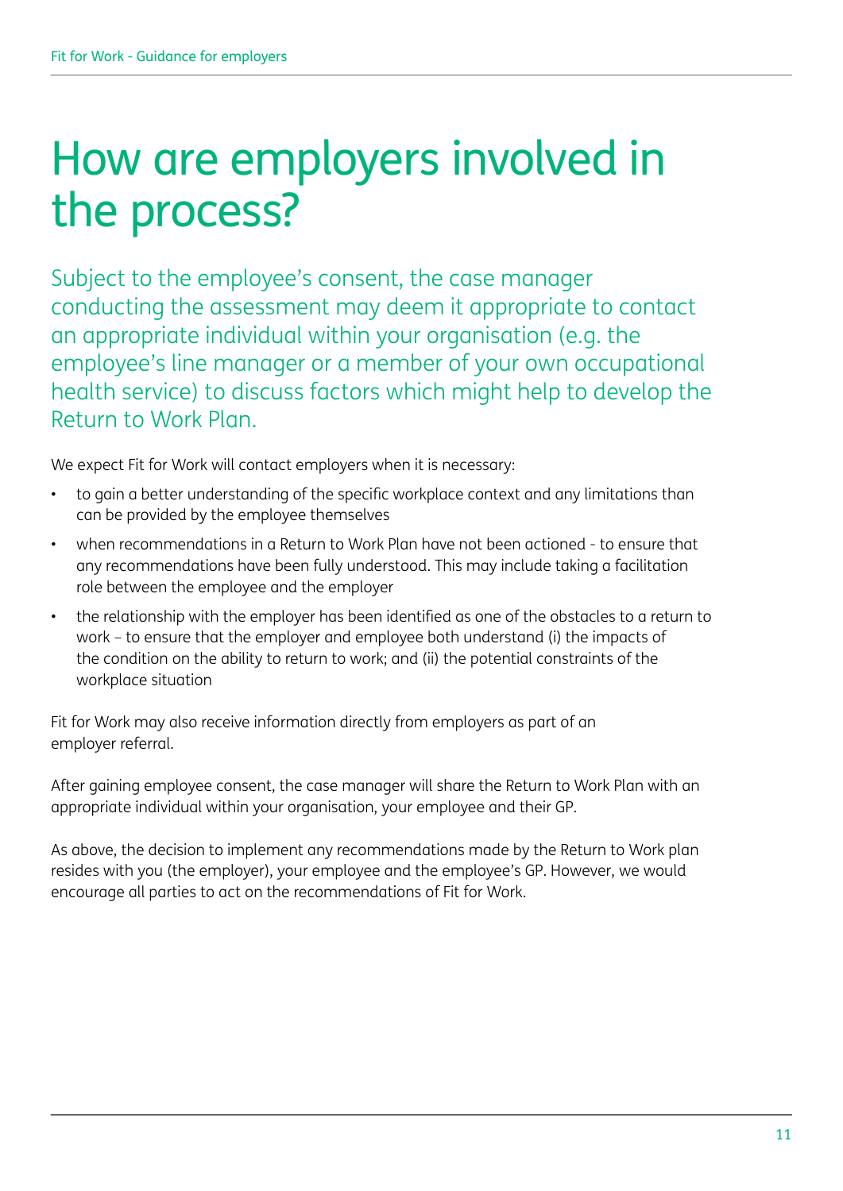# How are employers involved in the process?

Subject to the employee's consent, the case manager conducting the assessment may deem it appropriate to contact an appropriate individual within your organisation (e.g. the employee's line manager or a member of your own occupational health service) to discuss factors which might help to develop the Return to Work Plan.

We expect Fit for Work will contact employers when it is necessary:

- to gain a better understanding of the specific workplace context and any limitations than can be provided by the employee themselves
- when recommendations in a Return to Work Plan have not been actioned - to ensure that any recommendations have been fully understood. This may include taking a facilitation role between the employee and the employer
- the relationship with the employer has been identified as one of the obstacles to a return to work – to ensure that the employer and employee both understand (i) the impacts of the condition on the ability to return to work; and (ii) the potential constraints of the workplace situation

Fit for Work may also receive information directly from employers as part of an employer referral.

After gaining employee consent, the case manager will share the Return to Work Plan with an appropriate individual within your organisation, your employee and their GP.

As above, the decision to implement any recommendations made by the Return to Work plan resides with you (the employer), your employee and the employee's GP. However, we would encourage all parties to act on the recommendations of Fit for Work.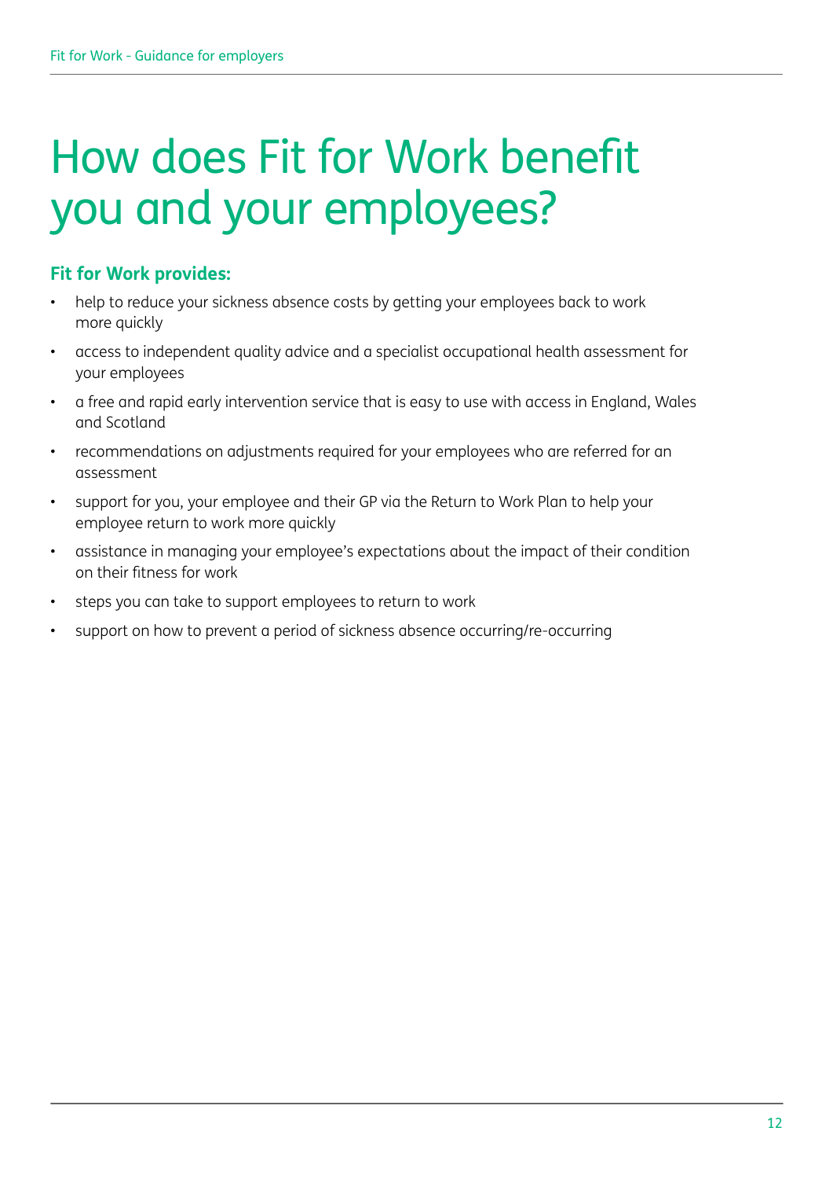# How does Fit for Work benefit you and your employees?

### Fit for Work provides:

- help to reduce your sickness absence costs by getting your employees back to work more quickly
- access to independent quality advice and a specialist occupational health assessment for your employees
- a free and rapid early intervention service that is easy to use with access in England, Wales and Scotland
- recommendations on adjustments required for your employees who are referred for an assessment
- support for you, your employee and their GP via the Return to Work Plan to help your employee return to work more quickly
- assistance in managing your employee's expectations about the impact of their condition on their fitness for work
- steps you can take to support employees to return to work
- support on how to prevent a period of sickness absence occurring/re-occurring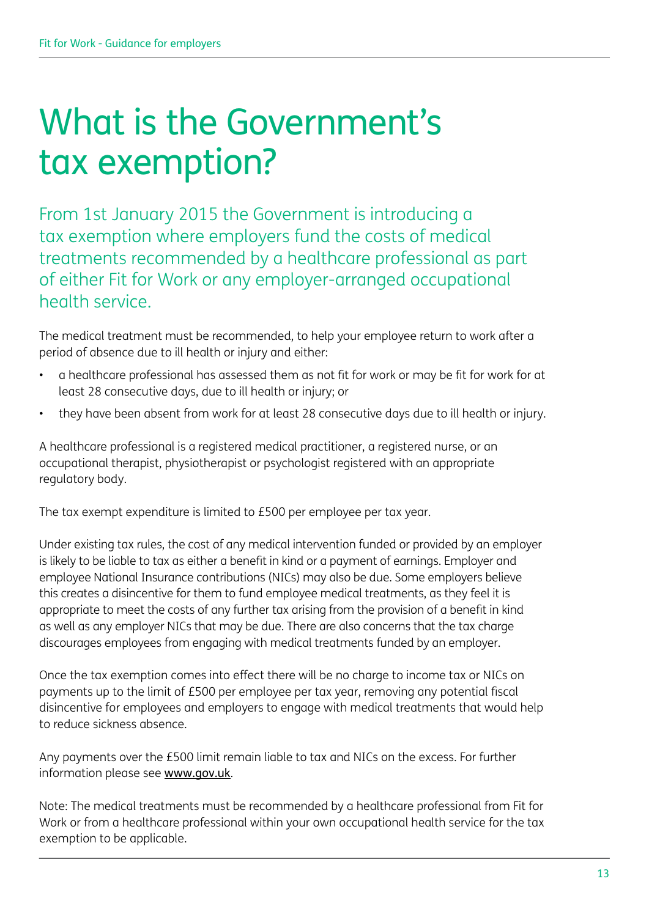# What is the Government's tax exemption?

From 1st January 2015 the Government is introducing a tax exemption where employers fund the costs of medical treatments recommended by a healthcare professional as part of either Fit for Work or any employer-arranged occupational health service.

The medical treatment must be recommended, to help your employee return to work after a period of absence due to ill health or injury and either:

- a healthcare professional has assessed them as not fit for work or may be fit for work for at least 28 consecutive days, due to ill health or injury; or
- they have been absent from work for at least 28 consecutive days due to ill health or injury.

A healthcare professional is a registered medical practitioner, a registered nurse, or an occupational therapist, physiotherapist or psychologist registered with an appropriate regulatory body.

The tax exempt expenditure is limited to £500 per employee per tax year.

Under existing tax rules, the cost of any medical intervention funded or provided by an employer is likely to be liable to tax as either a benefit in kind or a payment of earnings. Employer and employee National Insurance contributions (NICs) may also be due. Some employers believe this creates a disincentive for them to fund employee medical treatments, as they feel it is appropriate to meet the costs of any further tax arising from the provision of a benefit in kind as well as any employer NICs that may be due. There are also concerns that the tax charge discourages employees from engaging with medical treatments funded by an employer.

Once the tax exemption comes into effect there will be no charge to income tax or NICs on payments up to the limit of £500 per employee per tax year, removing any potential fiscal disincentive for employees and employers to engage with medical treatments that would help to reduce sickness absence.

Any payments over the £500 limit remain liable to tax and NICs on the excess. For further information please see www.gov.uk.

Note: The medical treatments must be recommended by a healthcare professional from Fit for Work or from a healthcare professional within your own occupational health service for the tax exemption to be applicable.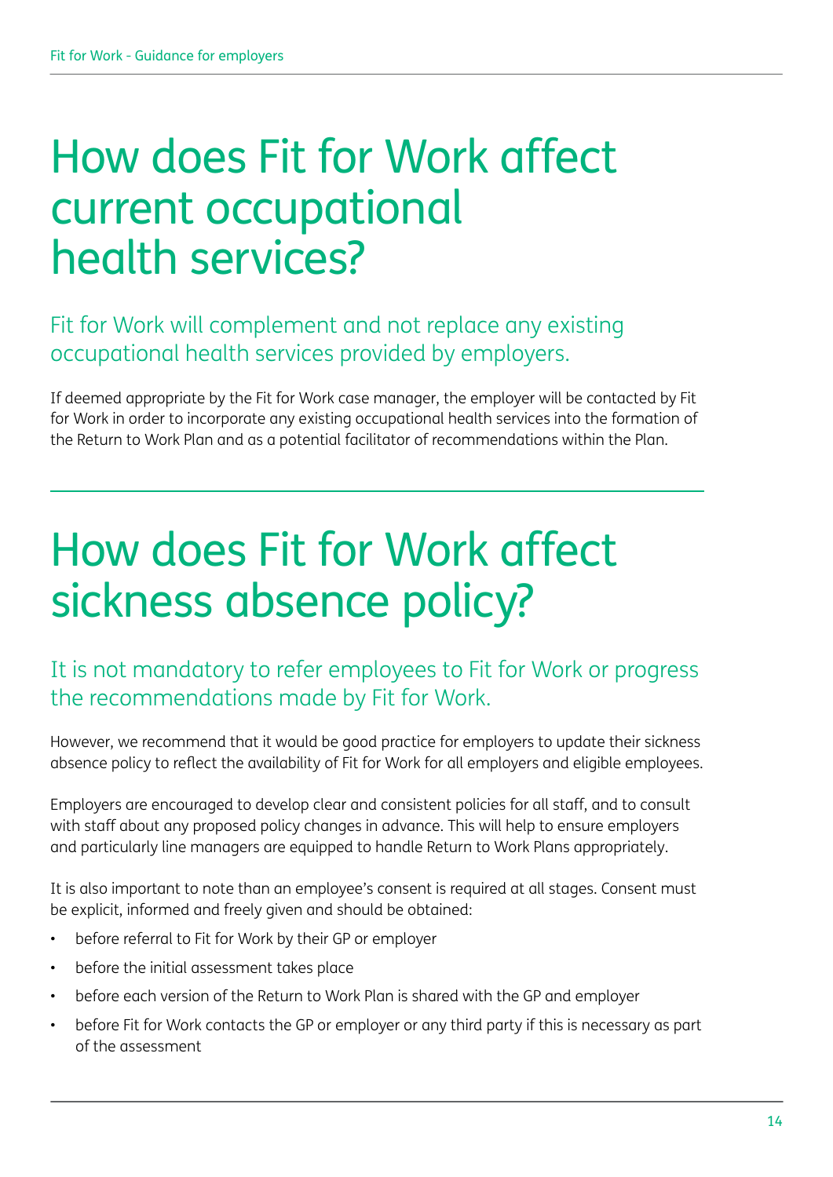# How does Fit for Work affect current occupational health services?

## Fit for Work will complement and not replace any existing occupational health services provided by employers.

If deemed appropriate by the Fit for Work case manager, the employer will be contacted by Fit for Work in order to incorporate any existing occupational health services into the formation of the Return to Work Plan and as a potential facilitator of recommendations within the Plan.

# How does Fit for Work affect sickness absence policy?

## It is not mandatory to refer employees to Fit for Work or progress the recommendations made by Fit for Work.

However, we recommend that it would be good practice for employers to update their sickness absence policy to reflect the availability of Fit for Work for all employers and eligible employees.

Employers are encouraged to develop clear and consistent policies for all staff, and to consult with staff about any proposed policy changes in advance. This will help to ensure employers and particularly line managers are equipped to handle Return to Work Plans appropriately.

It is also important to note than an employee's consent is required at all stages. Consent must be explicit, informed and freely given and should be obtained:

- before referral to Fit for Work by their GP or employer
- before the initial assessment takes place
- before each version of the Return to Work Plan is shared with the GP and employer
- before Fit for Work contacts the GP or employer or any third party if this is necessary as part of the assessment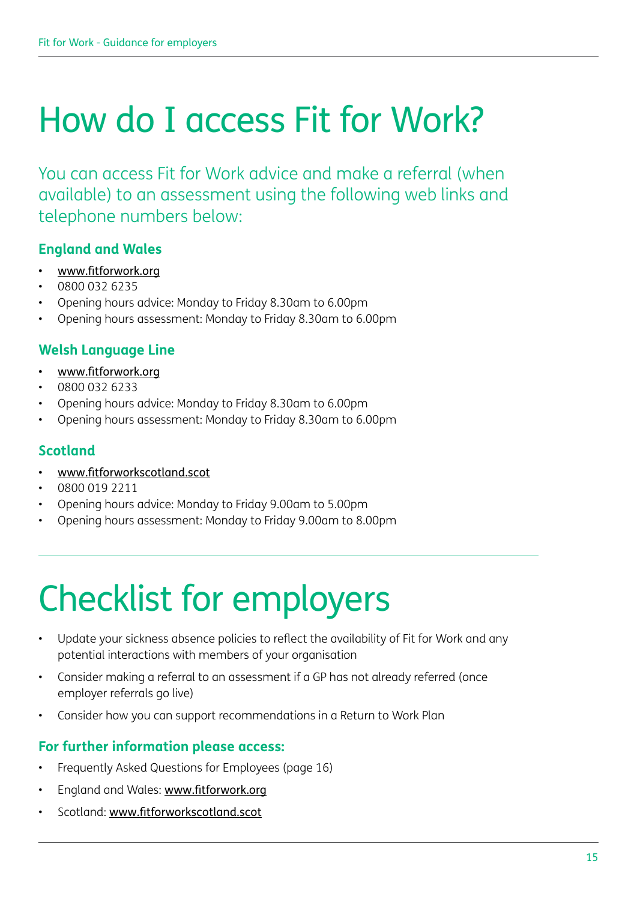# How do I access Fit for Work?

You can access Fit for Work advice and make a referral (when available) to an assessment using the following web links and telephone numbers below:

### England and Wales

- www.fitforwork.org
- 0800 032 6235
- Opening hours advice: Monday to Friday 8.30am to 6.00pm
- Opening hours assessment: Monday to Friday 8.30am to 6.00pm

### Welsh Language Line

- www.fitforwork.org
- 0800 032 6233
- Opening hours advice: Monday to Friday 8.30am to 6.00pm
- Opening hours assessment: Monday to Friday 8.30am to 6.00pm

### Scotland

- www.fitforworkscotland.scot
- 0800 019 2211
- Opening hours advice: Monday to Friday 9.00am to 5.00pm
- Opening hours assessment: Monday to Friday 9.00am to 8.00pm

# Checklist for employers

- Update your sickness absence policies to reflect the availability of Fit for Work and any potential interactions with members of your organisation
- Consider making a referral to an assessment if a GP has not already referred (once employer referrals go live)
- Consider how you can support recommendations in a Return to Work Plan

### For further information please access:

- Frequently Asked Questions for Employees (page 16)
- England and Wales: www.fitforwork.org
- Scotland: www.fitforworkscotland.scot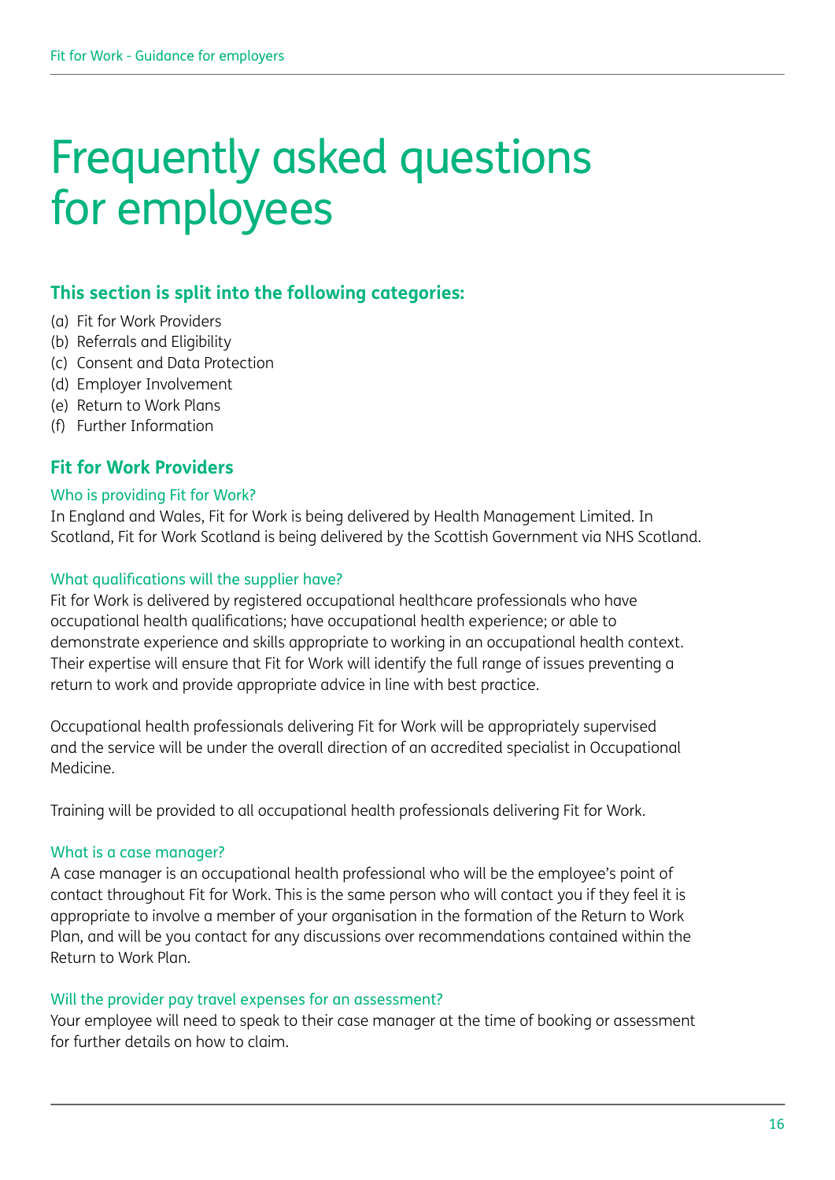# Frequently asked questions for employees

## This section is split into the following categories:

(a) Fit for Work Providers
(b) Referrals and Eligibility
(c) Consent and Data Protection
(d) Employer Involvement
(e) Return to Work Plans
(f) Further Information

## Fit for Work Providers

### Who is providing Fit for Work?

In England and Wales, Fit for Work is being delivered by Health Management Limited. In Scotland, Fit for Work Scotland is being delivered by the Scottish Government via NHS Scotland.

### What qualifications will the supplier have?

Fit for Work is delivered by registered occupational healthcare professionals who have occupational health qualifications; have occupational health experience; or able to demonstrate experience and skills appropriate to working in an occupational health context. Their expertise will ensure that Fit for Work will identify the full range of issues preventing a return to work and provide appropriate advice in line with best practice.

Occupational health professionals delivering Fit for Work will be appropriately supervised and the service will be under the overall direction of an accredited specialist in Occupational Medicine.

Training will be provided to all occupational health professionals delivering Fit for Work.

### What is a case manager?

A case manager is an occupational health professional who will be the employee's point of contact throughout Fit for Work. This is the same person who will contact you if they feel it is appropriate to involve a member of your organisation in the formation of the Return to Work Plan, and will be you contact for any discussions over recommendations contained within the Return to Work Plan.

### Will the provider pay travel expenses for an assessment?

Your employee will need to speak to their case manager at the time of booking or assessment for further details on how to claim.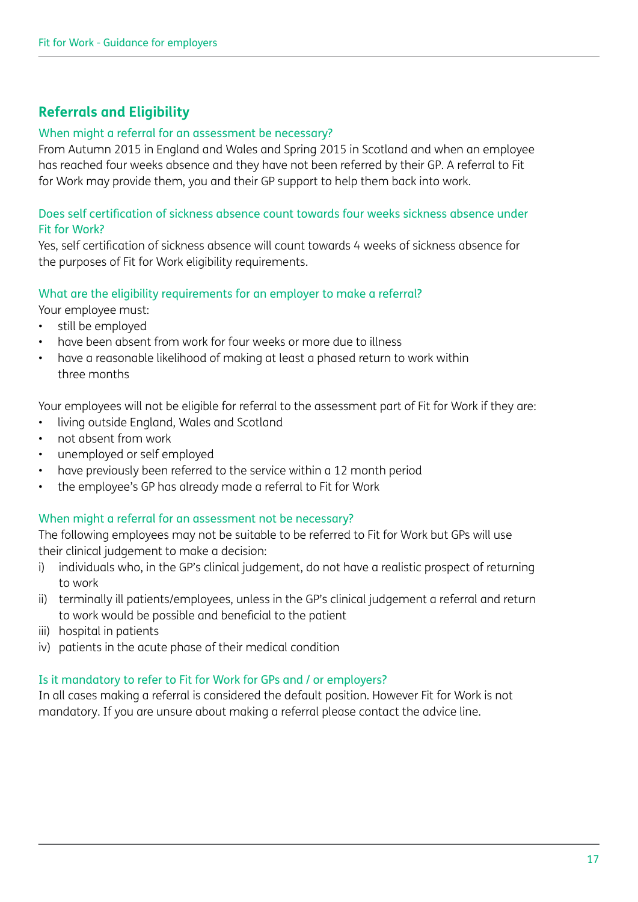## Referrals and Eligibility

### When might a referral for an assessment be necessary?

From Autumn 2015 in England and Wales and Spring 2015 in Scotland and when an employee has reached four weeks absence and they have not been referred by their GP. A referral to Fit for Work may provide them, you and their GP support to help them back into work.

### Does self certification of sickness absence count towards four weeks sickness absence under Fit for Work?

Yes, self certification of sickness absence will count towards 4 weeks of sickness absence for the purposes of Fit for Work eligibility requirements.

### What are the eligibility requirements for an employer to make a referral?

Your employee must:

- still be employed
- have been absent from work for four weeks or more due to illness
- have a reasonable likelihood of making at least a phased return to work within three months

Your employees will not be eligible for referral to the assessment part of Fit for Work if they are:

- living outside England, Wales and Scotland
- not absent from work
- unemployed or self employed
- have previously been referred to the service within a 12 month period
- the employee's GP has already made a referral to Fit for Work

### When might a referral for an assessment not be necessary?

The following employees may not be suitable to be referred to Fit for Work but GPs will use their clinical judgement to make a decision:

i) individuals who, in the GP's clinical judgement, do not have a realistic prospect of returning to work
ii) terminally ill patients/employees, unless in the GP's clinical judgement a referral and return to work would be possible and beneficial to the patient
iii) hospital in patients
iv) patients in the acute phase of their medical condition

### Is it mandatory to refer to Fit for Work for GPs and / or employers?

In all cases making a referral is considered the default position. However Fit for Work is not mandatory. If you are unsure about making a referral please contact the advice line.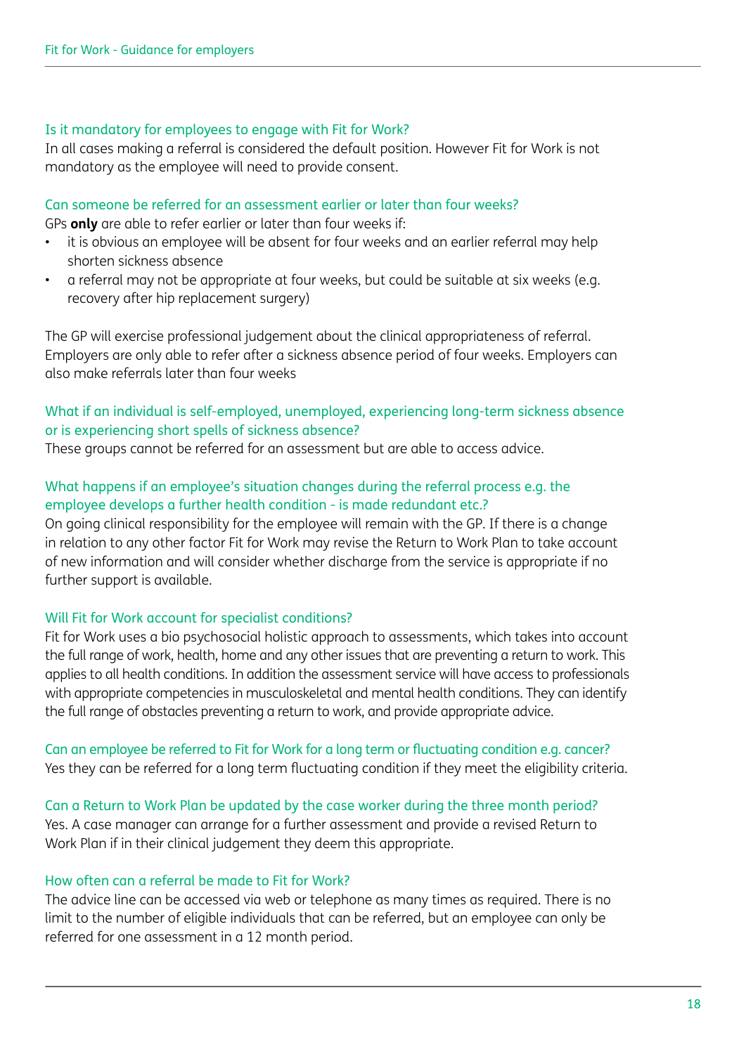### Is it mandatory for employees to engage with Fit for Work?

In all cases making a referral is considered the default position. However Fit for Work is not mandatory as the employee will need to provide consent.

### Can someone be referred for an assessment earlier or later than four weeks?

GPs **only** are able to refer earlier or later than four weeks if:

- it is obvious an employee will be absent for four weeks and an earlier referral may help shorten sickness absence
- a referral may not be appropriate at four weeks, but could be suitable at six weeks (e.g. recovery after hip replacement surgery)

The GP will exercise professional judgement about the clinical appropriateness of referral. Employers are only able to refer after a sickness absence period of four weeks. Employers can also make referrals later than four weeks

### What if an individual is self-employed, unemployed, experiencing long-term sickness absence or is experiencing short spells of sickness absence?

These groups cannot be referred for an assessment but are able to access advice.

### What happens if an employee's situation changes during the referral process e.g. the employee develops a further health condition - is made redundant etc.?

On going clinical responsibility for the employee will remain with the GP. If there is a change in relation to any other factor Fit for Work may revise the Return to Work Plan to take account of new information and will consider whether discharge from the service is appropriate if no further support is available.

### Will Fit for Work account for specialist conditions?

Fit for Work uses a bio psychosocial holistic approach to assessments, which takes into account the full range of work, health, home and any other issues that are preventing a return to work. This applies to all health conditions. In addition the assessment service will have access to professionals with appropriate competencies in musculoskeletal and mental health conditions. They can identify the full range of obstacles preventing a return to work, and provide appropriate advice.

### Can an employee be referred to Fit for Work for a long term or fluctuating condition e.g. cancer?

Yes they can be referred for a long term fluctuating condition if they meet the eligibility criteria.

### Can a Return to Work Plan be updated by the case worker during the three month period?

Yes. A case manager can arrange for a further assessment and provide a revised Return to Work Plan if in their clinical judgement they deem this appropriate.

### How often can a referral be made to Fit for Work?

The advice line can be accessed via web or telephone as many times as required. There is no limit to the number of eligible individuals that can be referred, but an employee can only be referred for one assessment in a 12 month period.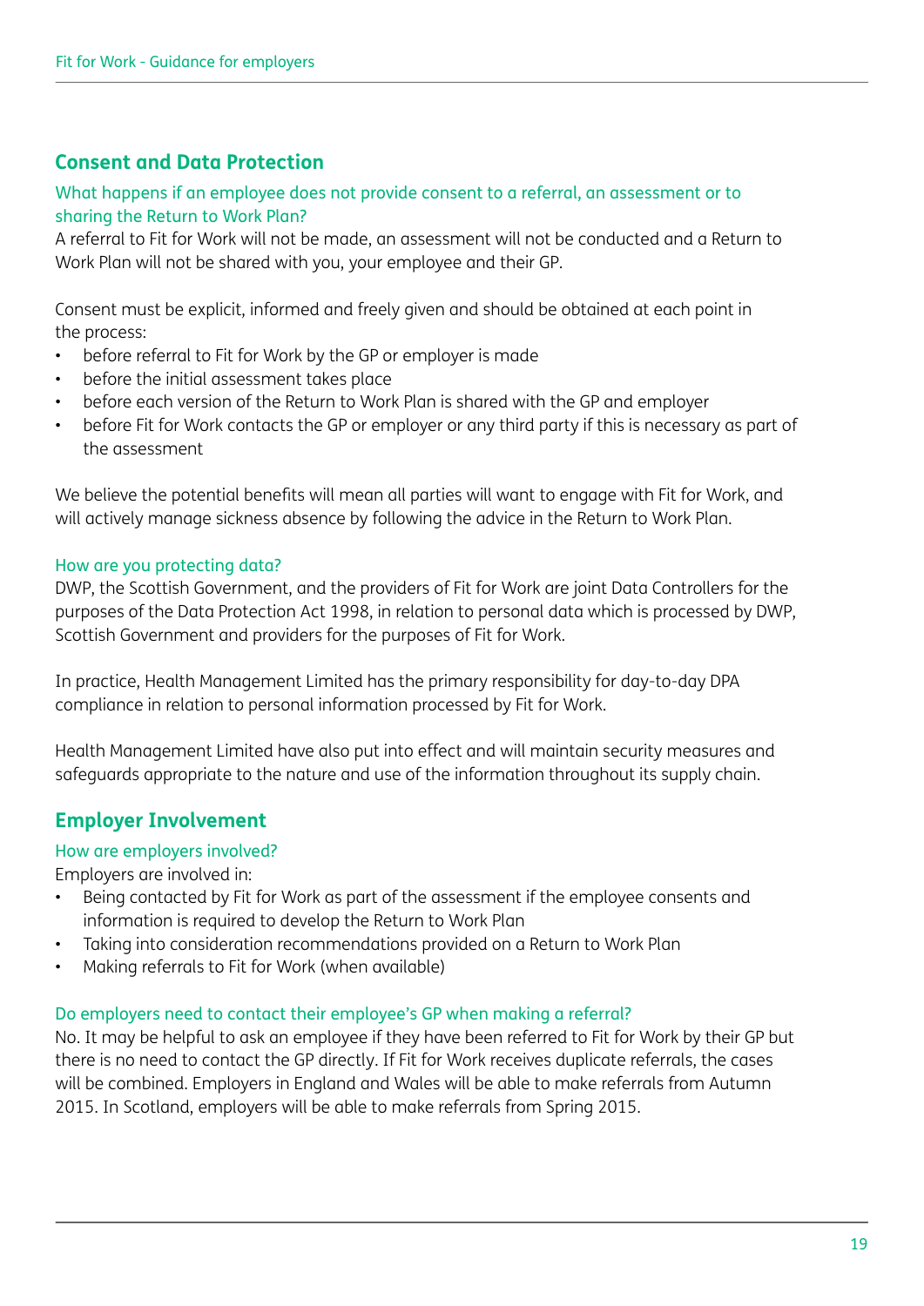## Consent and Data Protection

### What happens if an employee does not provide consent to a referral, an assessment or to sharing the Return to Work Plan?

A referral to Fit for Work will not be made, an assessment will not be conducted and a Return to Work Plan will not be shared with you, your employee and their GP.

Consent must be explicit, informed and freely given and should be obtained at each point in the process:

- before referral to Fit for Work by the GP or employer is made
- before the initial assessment takes place
- before each version of the Return to Work Plan is shared with the GP and employer
- before Fit for Work contacts the GP or employer or any third party if this is necessary as part of the assessment

We believe the potential benefits will mean all parties will want to engage with Fit for Work, and will actively manage sickness absence by following the advice in the Return to Work Plan.

### How are you protecting data?

DWP, the Scottish Government, and the providers of Fit for Work are joint Data Controllers for the purposes of the Data Protection Act 1998, in relation to personal data which is processed by DWP, Scottish Government and providers for the purposes of Fit for Work.

In practice, Health Management Limited has the primary responsibility for day-to-day DPA compliance in relation to personal information processed by Fit for Work.

Health Management Limited have also put into effect and will maintain security measures and safeguards appropriate to the nature and use of the information throughout its supply chain.

## Employer Involvement

### How are employers involved?

Employers are involved in:

- Being contacted by Fit for Work as part of the assessment if the employee consents and information is required to develop the Return to Work Plan
- Taking into consideration recommendations provided on a Return to Work Plan
- Making referrals to Fit for Work (when available)

### Do employers need to contact their employee's GP when making a referral?

No. It may be helpful to ask an employee if they have been referred to Fit for Work by their GP but there is no need to contact the GP directly. If Fit for Work receives duplicate referrals, the cases will be combined. Employers in England and Wales will be able to make referrals from Autumn 2015. In Scotland, employers will be able to make referrals from Spring 2015.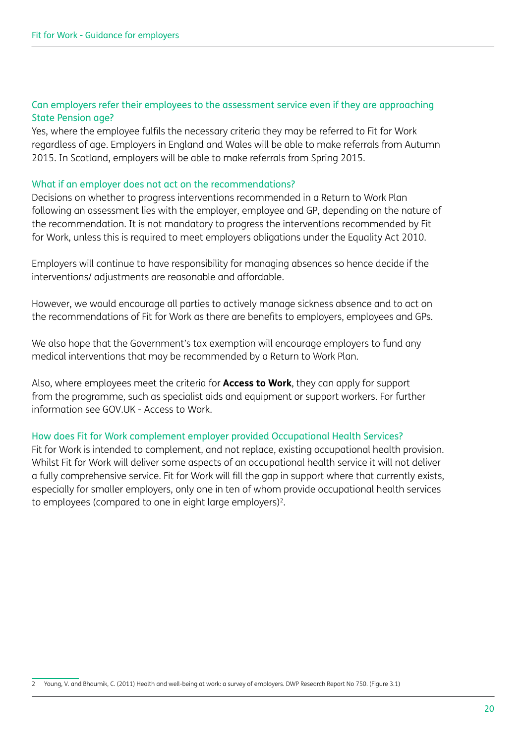### Can employers refer their employees to the assessment service even if they are approaching State Pension age?

Yes, where the employee fulfils the necessary criteria they may be referred to Fit for Work regardless of age. Employers in England and Wales will be able to make referrals from Autumn 2015. In Scotland, employers will be able to make referrals from Spring 2015.

### What if an employer does not act on the recommendations?

Decisions on whether to progress interventions recommended in a Return to Work Plan following an assessment lies with the employer, employee and GP, depending on the nature of the recommendation. It is not mandatory to progress the interventions recommended by Fit for Work, unless this is required to meet employers obligations under the Equality Act 2010.

Employers will continue to have responsibility for managing absences so hence decide if the interventions/ adjustments are reasonable and affordable.

However, we would encourage all parties to actively manage sickness absence and to act on the recommendations of Fit for Work as there are benefits to employers, employees and GPs.

We also hope that the Government's tax exemption will encourage employers to fund any medical interventions that may be recommended by a Return to Work Plan.

Also, where employees meet the criteria for **Access to Work**, they can apply for support from the programme, such as specialist aids and equipment or support workers. For further information see GOV.UK - Access to Work.

### How does Fit for Work complement employer provided Occupational Health Services?

Fit for Work is intended to complement, and not replace, existing occupational health provision. Whilst Fit for Work will deliver some aspects of an occupational health service it will not deliver a fully comprehensive service. Fit for Work will fill the gap in support where that currently exists, especially for smaller employers, only one in ten of whom provide occupational health services to employees (compared to one in eight large employers)[2].

---

2 Young, V. and Bhaumik, C. (2011) Health and well-being at work: a survey of employers. DWP Research Report No 750. (Figure 3.1)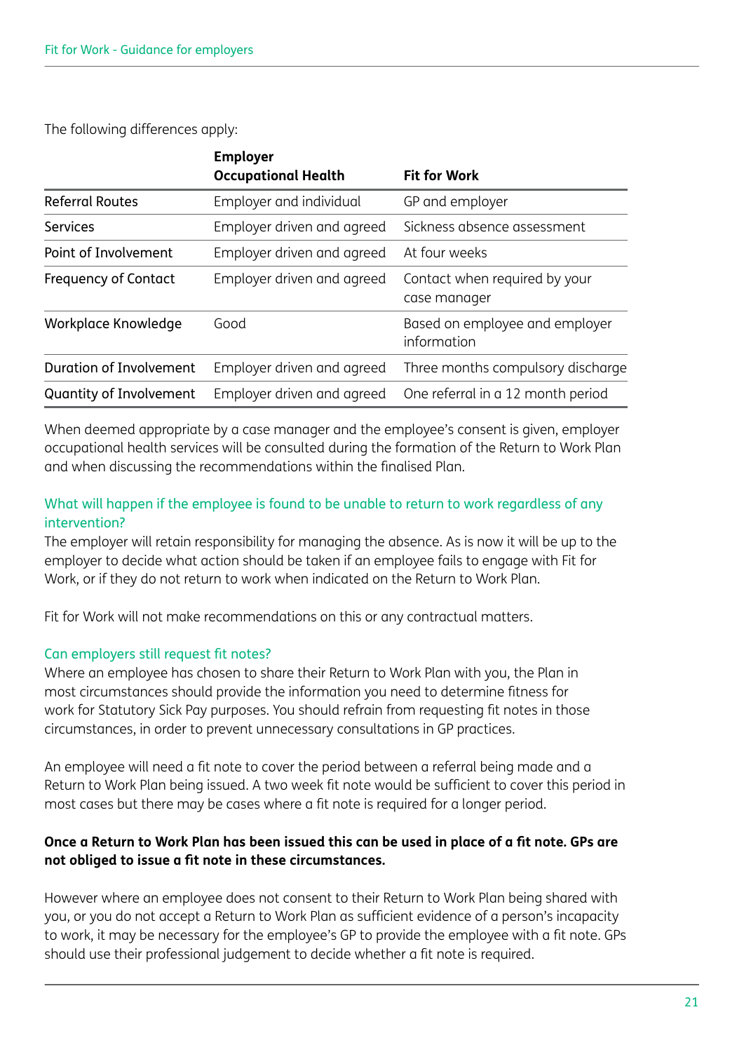The following differences apply:

| | Employer Occupational Health | Fit for Work |
|---|---|---|
| Referral Routes | Employer and individual | GP and employer |
| Services | Employer driven and agreed | Sickness absence assessment |
| Point of Involvement | Employer driven and agreed | At four weeks |
| Frequency of Contact | Employer driven and agreed | Contact when required by your case manager |
| Workplace Knowledge | Good | Based on employee and employer information |
| Duration of Involvement | Employer driven and agreed | Three months compulsory discharge |
| Quantity of Involvement | Employer driven and agreed | One referral in a 12 month period |

When deemed appropriate by a case manager and the employee's consent is given, employer occupational health services will be consulted during the formation of the Return to Work Plan and when discussing the recommendations within the finalised Plan.

### What will happen if the employee is found to be unable to return to work regardless of any intervention?

The employer will retain responsibility for managing the absence. As is now it will be up to the employer to decide what action should be taken if an employee fails to engage with Fit for Work, or if they do not return to work when indicated on the Return to Work Plan.

Fit for Work will not make recommendations on this or any contractual matters.

### Can employers still request fit notes?

Where an employee has chosen to share their Return to Work Plan with you, the Plan in most circumstances should provide the information you need to determine fitness for work for Statutory Sick Pay purposes. You should refrain from requesting fit notes in those circumstances, in order to prevent unnecessary consultations in GP practices.

An employee will need a fit note to cover the period between a referral being made and a Return to Work Plan being issued. A two week fit note would be sufficient to cover this period in most cases but there may be cases where a fit note is required for a longer period.

**Once a Return to Work Plan has been issued this can be used in place of a fit note. GPs are not obliged to issue a fit note in these circumstances.**

However where an employee does not consent to their Return to Work Plan being shared with you, or you do not accept a Return to Work Plan as sufficient evidence of a person's incapacity to work, it may be necessary for the employee's GP to provide the employee with a fit note. GPs should use their professional judgement to decide whether a fit note is required.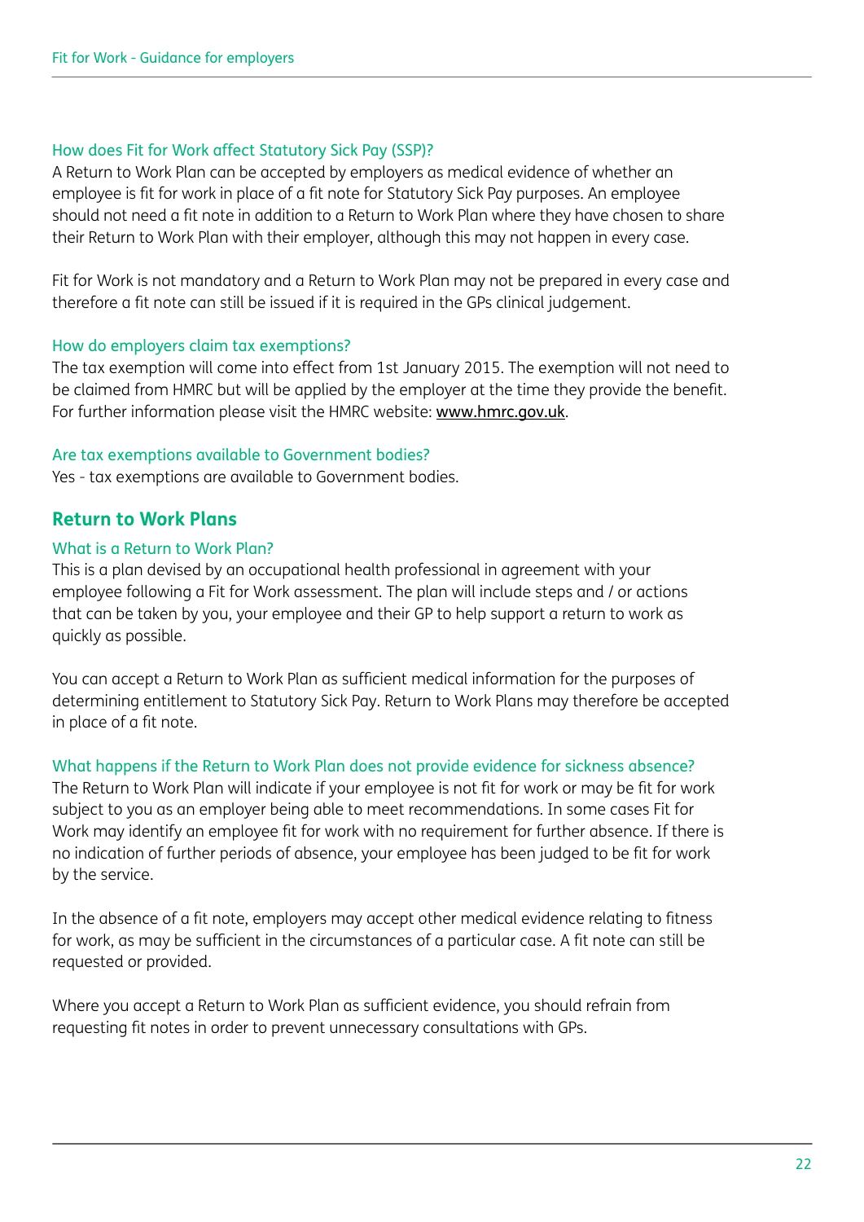### How does Fit for Work affect Statutory Sick Pay (SSP)?

A Return to Work Plan can be accepted by employers as medical evidence of whether an employee is fit for work in place of a fit note for Statutory Sick Pay purposes. An employee should not need a fit note in addition to a Return to Work Plan where they have chosen to share their Return to Work Plan with their employer, although this may not happen in every case.

Fit for Work is not mandatory and a Return to Work Plan may not be prepared in every case and therefore a fit note can still be issued if it is required in the GPs clinical judgement.

### How do employers claim tax exemptions?

The tax exemption will come into effect from 1st January 2015. The exemption will not need to be claimed from HMRC but will be applied by the employer at the time they provide the benefit. For further information please visit the HMRC website: www.hmrc.gov.uk.

### Are tax exemptions available to Government bodies?

Yes - tax exemptions are available to Government bodies.

## Return to Work Plans

### What is a Return to Work Plan?

This is a plan devised by an occupational health professional in agreement with your employee following a Fit for Work assessment. The plan will include steps and / or actions that can be taken by you, your employee and their GP to help support a return to work as quickly as possible.

You can accept a Return to Work Plan as sufficient medical information for the purposes of determining entitlement to Statutory Sick Pay. Return to Work Plans may therefore be accepted in place of a fit note.

### What happens if the Return to Work Plan does not provide evidence for sickness absence?

The Return to Work Plan will indicate if your employee is not fit for work or may be fit for work subject to you as an employer being able to meet recommendations. In some cases Fit for Work may identify an employee fit for work with no requirement for further absence. If there is no indication of further periods of absence, your employee has been judged to be fit for work by the service.

In the absence of a fit note, employers may accept other medical evidence relating to fitness for work, as may be sufficient in the circumstances of a particular case. A fit note can still be requested or provided.

Where you accept a Return to Work Plan as sufficient evidence, you should refrain from requesting fit notes in order to prevent unnecessary consultations with GPs.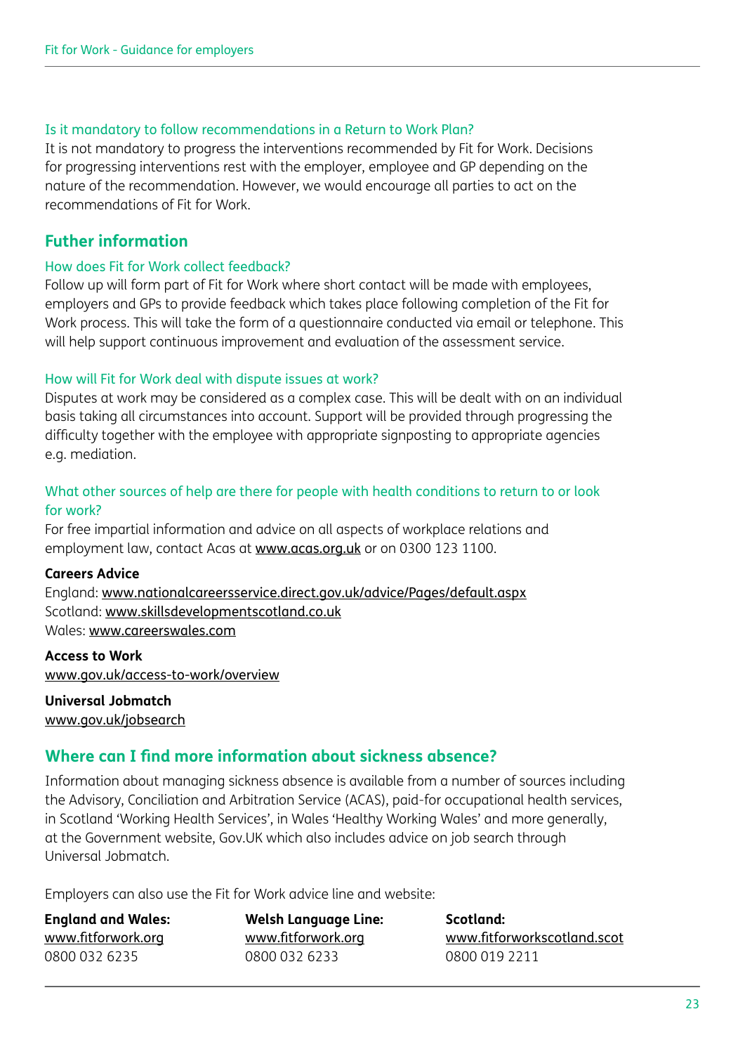### Is it mandatory to follow recommendations in a Return to Work Plan?

It is not mandatory to progress the interventions recommended by Fit for Work. Decisions for progressing interventions rest with the employer, employee and GP depending on the nature of the recommendation. However, we would encourage all parties to act on the recommendations of Fit for Work.

## Futher information

### How does Fit for Work collect feedback?

Follow up will form part of Fit for Work where short contact will be made with employees, employers and GPs to provide feedback which takes place following completion of the Fit for Work process. This will take the form of a questionnaire conducted via email or telephone. This will help support continuous improvement and evaluation of the assessment service.

### How will Fit for Work deal with dispute issues at work?

Disputes at work may be considered as a complex case. This will be dealt with on an individual basis taking all circumstances into account. Support will be provided through progressing the difficulty together with the employee with appropriate signposting to appropriate agencies e.g. mediation.

### What other sources of help are there for people with health conditions to return to or look for work?

For free impartial information and advice on all aspects of workplace relations and employment law, contact Acas at www.acas.org.uk or on 0300 123 1100.

**Careers Advice**
England: www.nationalcareersservice.direct.gov.uk/advice/Pages/default.aspx
Scotland: www.skillsdevelopmentscotland.co.uk
Wales: www.careerswales.com

**Access to Work**
www.gov.uk/access-to-work/overview

**Universal Jobmatch**
www.gov.uk/jobsearch

## Where can I find more information about sickness absence?

Information about managing sickness absence is available from a number of sources including the Advisory, Conciliation and Arbitration Service (ACAS), paid-for occupational health services, in Scotland 'Working Health Services', in Wales 'Healthy Working Wales' and more generally, at the Government website, Gov.UK which also includes advice on job search through Universal Jobmatch.

Employers can also use the Fit for Work advice line and website:

**England and Wales:**
www.fitforwork.org
0800 032 6235

**Welsh Language Line:**
www.fitforwork.org
0800 032 6233

**Scotland:**
www.fitforworkscotland.scot
0800 019 2211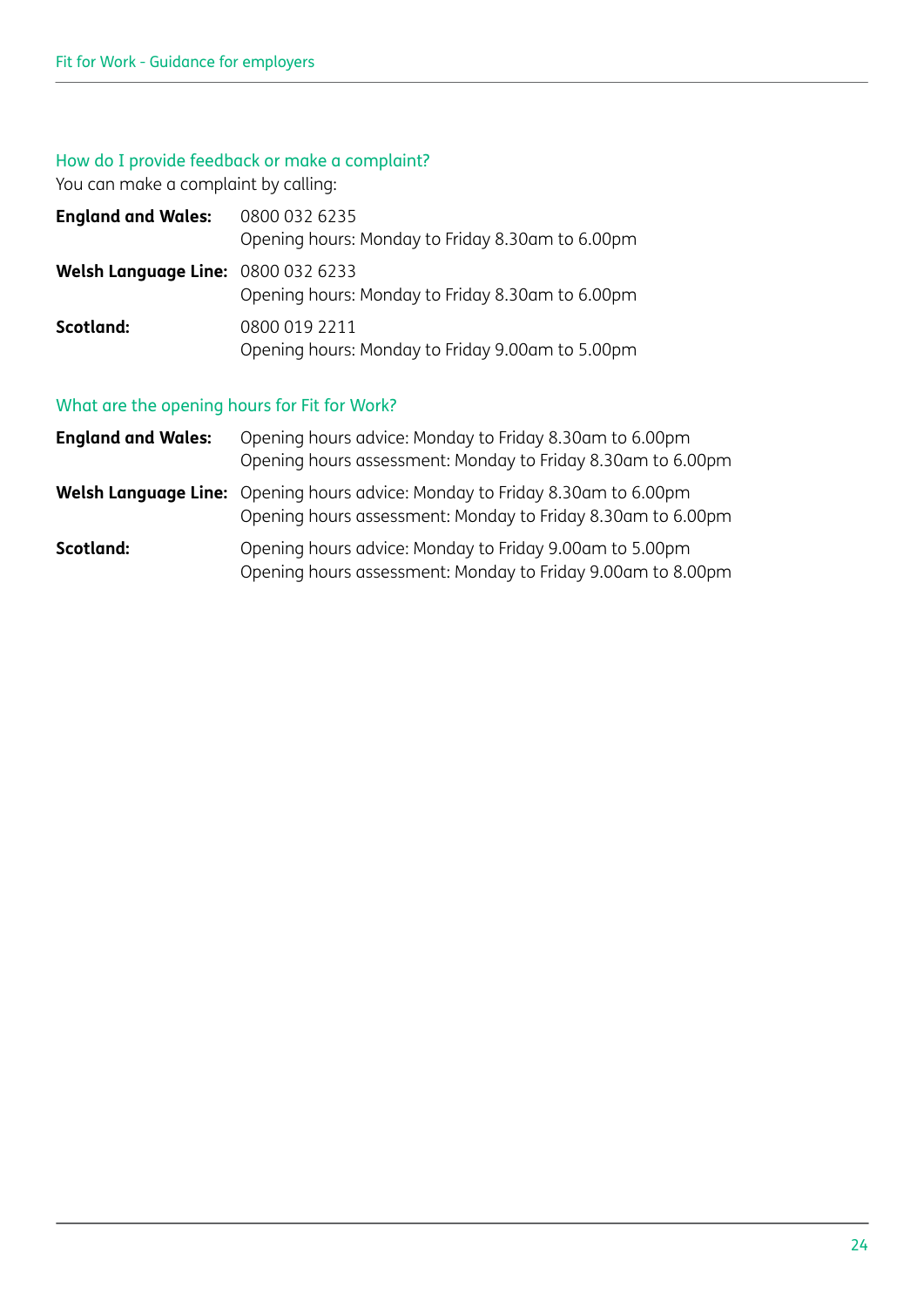## How do I provide feedback or make a complaint?

You can make a complaint by calling:

| | |
|---|---|
| **England and Wales:** | 0800 032 6235<br>Opening hours: Monday to Friday 8.30am to 6.00pm |
| **Welsh Language Line:** | 0800 032 6233<br>Opening hours: Monday to Friday 8.30am to 6.00pm |
| **Scotland:** | 0800 019 2211<br>Opening hours: Monday to Friday 9.00am to 5.00pm |

## What are the opening hours for Fit for Work?

| | |
|---|---|
| **England and Wales:** | Opening hours advice: Monday to Friday 8.30am to 6.00pm<br>Opening hours assessment: Monday to Friday 8.30am to 6.00pm |
| **Welsh Language Line:** | Opening hours advice: Monday to Friday 8.30am to 6.00pm<br>Opening hours assessment: Monday to Friday 8.30am to 6.00pm |
| **Scotland:** | Opening hours advice: Monday to Friday 9.00am to 5.00pm<br>Opening hours assessment: Monday to Friday 9.00am to 8.00pm |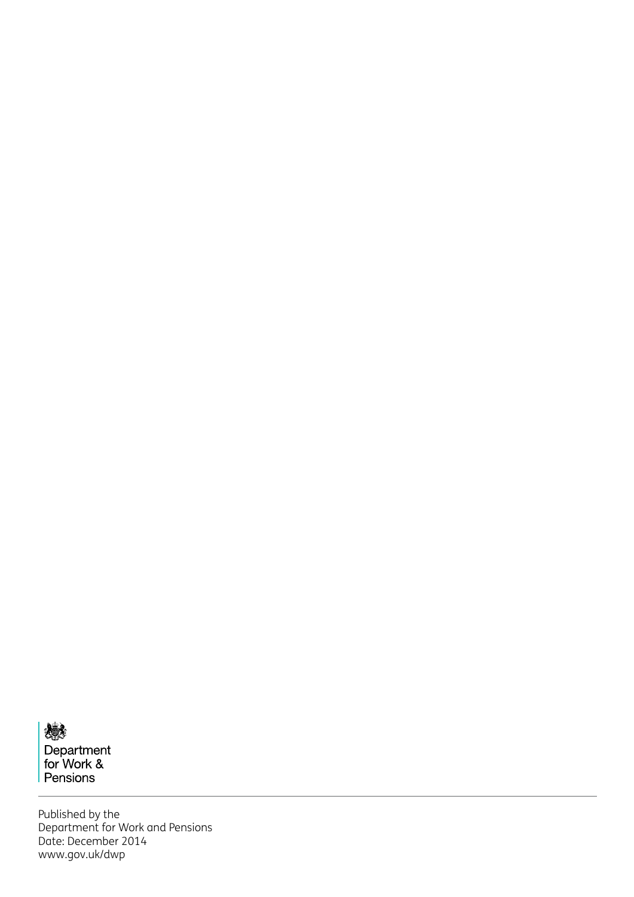Department
for Work &
Pensions

Published by the
Department for Work and Pensions
Date: December 2014
www.gov.uk/dwp